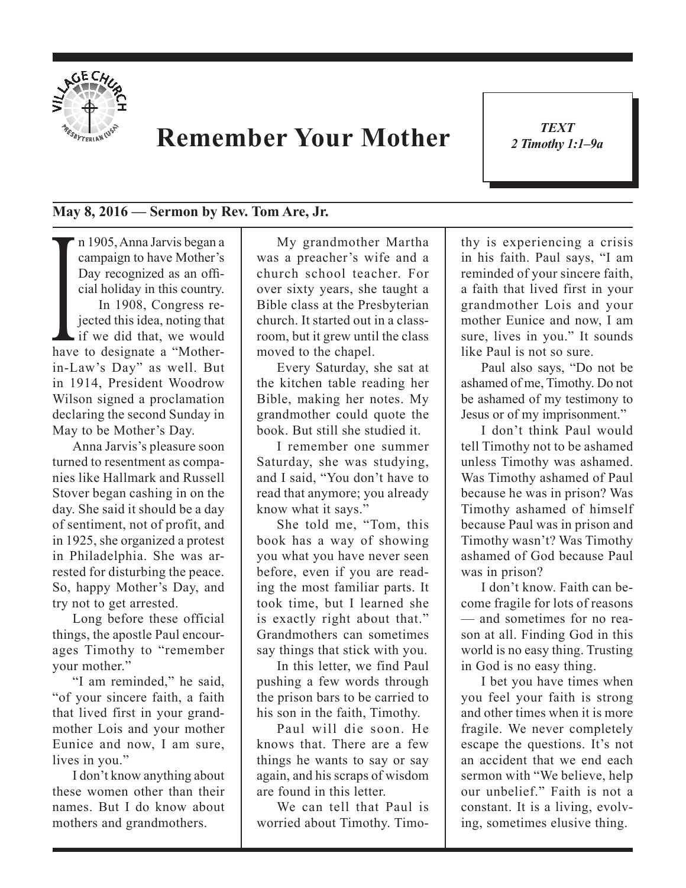# Remember Your Mother

*TEXT*
*2 Timothy 1:1–9a*

**May 8, 2016 — Sermon by Rev. Tom Are, Jr.**

In 1905, Anna Jarvis began a campaign to have Mother's Day recognized as an official holiday in this country.

In 1908, Congress rejected this idea, noting that if we did that, we would have to designate a "Mother-in-Law's Day" as well. But in 1914, President Woodrow Wilson signed a proclamation declaring the second Sunday in May to be Mother's Day.

Anna Jarvis's pleasure soon turned to resentment as companies like Hallmark and Russell Stover began cashing in on the day. She said it should be a day of sentiment, not of profit, and in 1925, she organized a protest in Philadelphia. She was arrested for disturbing the peace. So, happy Mother's Day, and try not to get arrested.

Long before these official things, the apostle Paul encourages Timothy to "remember your mother."

"I am reminded," he said, "of your sincere faith, a faith that lived first in your grandmother Lois and your mother Eunice and now, I am sure, lives in you."

I don't know anything about these women other than their names. But I do know about mothers and grandmothers.

My grandmother Martha was a preacher's wife and a church school teacher. For over sixty years, she taught a Bible class at the Presbyterian church. It started out in a classroom, but it grew until the class moved to the chapel.

Every Saturday, she sat at the kitchen table reading her Bible, making her notes. My grandmother could quote the book. But still she studied it.

I remember one summer Saturday, she was studying, and I said, "You don't have to read that anymore; you already know what it says."

She told me, "Tom, this book has a way of showing you what you have never seen before, even if you are reading the most familiar parts. It took time, but I learned she is exactly right about that." Grandmothers can sometimes say things that stick with you.

In this letter, we find Paul pushing a few words through the prison bars to be carried to his son in the faith, Timothy.

Paul will die soon. He knows that. There are a few things he wants to say or say again, and his scraps of wisdom are found in this letter.

We can tell that Paul is worried about Timothy. Timothy is experiencing a crisis in his faith. Paul says, "I am reminded of your sincere faith, a faith that lived first in your grandmother Lois and your mother Eunice and now, I am sure, lives in you." It sounds like Paul is not so sure.

Paul also says, "Do not be ashamed of me, Timothy. Do not be ashamed of my testimony to Jesus or of my imprisonment."

I don't think Paul would tell Timothy not to be ashamed unless Timothy was ashamed. Was Timothy ashamed of Paul because he was in prison? Was Timothy ashamed of himself because Paul was in prison and Timothy wasn't? Was Timothy ashamed of God because Paul was in prison?

I don't know. Faith can become fragile for lots of reasons — and sometimes for no reason at all. Finding God in this world is no easy thing. Trusting in God is no easy thing.

I bet you have times when you feel your faith is strong and other times when it is more fragile. We never completely escape the questions. It's not an accident that we end each sermon with "We believe, help our unbelief." Faith is not a constant. It is a living, evolving, sometimes elusive thing.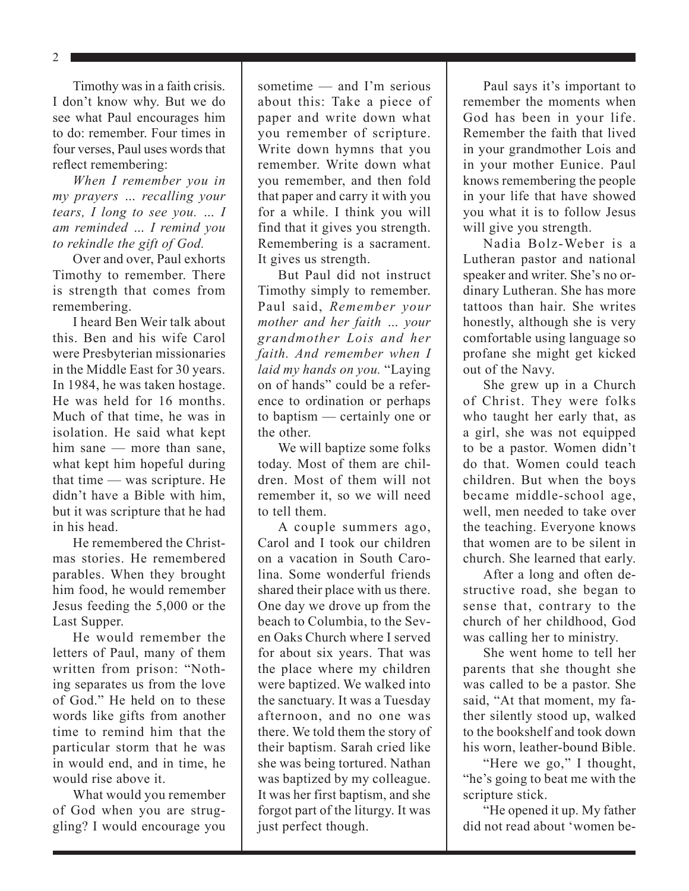Timothy was in a faith crisis. I don't know why. But we do see what Paul encourages him to do: remember. Four times in four verses, Paul uses words that reflect remembering:

*When I remember you in my prayers ... recalling your tears, I long to see you. ... I am reminded ... I remind you to rekindle the gift of God.*

Over and over, Paul exhorts Timothy to remember. There is strength that comes from remembering.

I heard Ben Weir talk about this. Ben and his wife Carol were Presbyterian missionaries in the Middle East for 30 years. In 1984, he was taken hostage. He was held for 16 months. Much of that time, he was in isolation. He said what kept him sane — more than sane, what kept him hopeful during that time — was scripture. He didn't have a Bible with him, but it was scripture that he had in his head.

He remembered the Christmas stories. He remembered parables. When they brought him food, he would remember Jesus feeding the 5,000 or the Last Supper.

He would remember the letters of Paul, many of them written from prison: "Nothing separates us from the love of God." He held on to these words like gifts from another time to remind him that the particular storm that he was in would end, and in time, he would rise above it.

What would you remember of God when you are struggling? I would encourage you sometime — and I'm serious about this: Take a piece of paper and write down what you remember of scripture. Write down hymns that you remember. Write down what you remember, and then fold that paper and carry it with you for a while. I think you will find that it gives you strength. Remembering is a sacrament. It gives us strength.

But Paul did not instruct Timothy simply to remember. Paul said, *Remember your mother and her faith ... your grandmother Lois and her faith. And remember when I laid my hands on you.* "Laying on of hands" could be a reference to ordination or perhaps to baptism — certainly one or the other.

We will baptize some folks today. Most of them are children. Most of them will not remember it, so we will need to tell them.

A couple summers ago, Carol and I took our children on a vacation in South Carolina. Some wonderful friends shared their place with us there. One day we drove up from the beach to Columbia, to the Seven Oaks Church where I served for about six years. That was the place where my children were baptized. We walked into the sanctuary. It was a Tuesday afternoon, and no one was there. We told them the story of their baptism. Sarah cried like she was being tortured. Nathan was baptized by my colleague. It was her first baptism, and she forgot part of the liturgy. It was just perfect though.

Paul says it's important to remember the moments when God has been in your life. Remember the faith that lived in your grandmother Lois and in your mother Eunice. Paul knows remembering the people in your life that have showed you what it is to follow Jesus will give you strength.

Nadia Bolz-Weber is a Lutheran pastor and national speaker and writer. She's no ordinary Lutheran. She has more tattoos than hair. She writes honestly, although she is very comfortable using language so profane she might get kicked out of the Navy.

She grew up in a Church of Christ. They were folks who taught her early that, as a girl, she was not equipped to be a pastor. Women didn't do that. Women could teach children. But when the boys became middle-school age, well, men needed to take over the teaching. Everyone knows that women are to be silent in church. She learned that early.

After a long and often destructive road, she began to sense that, contrary to the church of her childhood, God was calling her to ministry.

She went home to tell her parents that she thought she was called to be a pastor. She said, "At that moment, my father silently stood up, walked to the bookshelf and took down his worn, leather-bound Bible.

"Here we go," I thought, "he's going to beat me with the scripture stick.

"He opened it up. My father did not read about 'women be-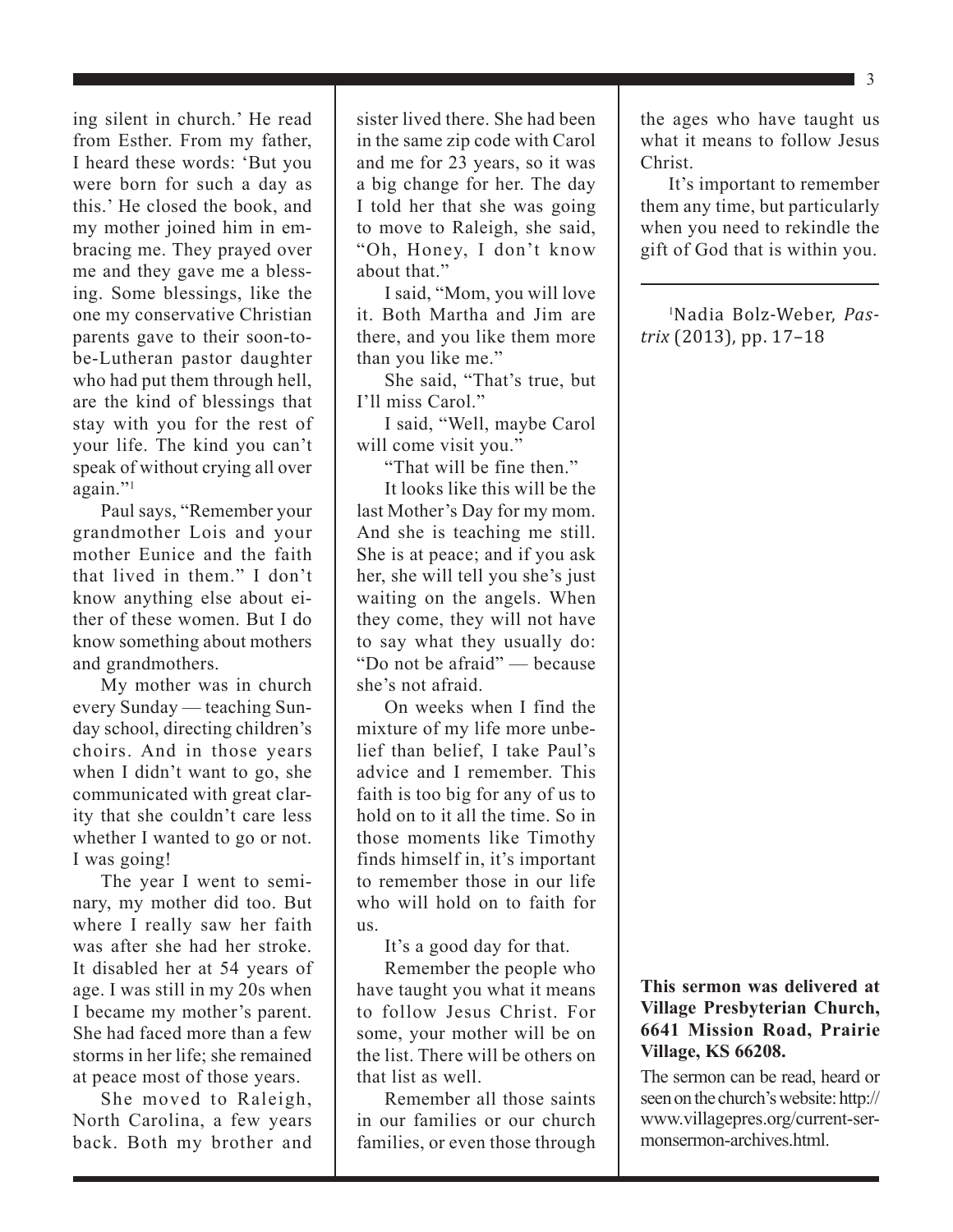ing silent in church.' He read from Esther. From my father, I heard these words: 'But you were born for such a day as this.' He closed the book, and my mother joined him in embracing me. They prayed over me and they gave me a blessing. Some blessings, like the one my conservative Christian parents gave to their soon-to-be-Lutheran pastor daughter who had put them through hell, are the kind of blessings that stay with you for the rest of your life. The kind you can't speak of without crying all over again."[1]

Paul says, "Remember your grandmother Lois and your mother Eunice and the faith that lived in them." I don't know anything else about either of these women. But I do know something about mothers and grandmothers.

My mother was in church every Sunday — teaching Sunday school, directing children's choirs. And in those years when I didn't want to go, she communicated with great clarity that she couldn't care less whether I wanted to go or not. I was going!

The year I went to seminary, my mother did too. But where I really saw her faith was after she had her stroke. It disabled her at 54 years of age. I was still in my 20s when I became my mother's parent. She had faced more than a few storms in her life; she remained at peace most of those years.

She moved to Raleigh, North Carolina, a few years back. Both my brother and sister lived there. She had been in the same zip code with Carol and me for 23 years, so it was a big change for her. The day I told her that she was going to move to Raleigh, she said, "Oh, Honey, I don't know about that."

I said, "Mom, you will love it. Both Martha and Jim are there, and you like them more than you like me."

She said, "That's true, but I'll miss Carol."

I said, "Well, maybe Carol will come visit you."

"That will be fine then."

It looks like this will be the last Mother's Day for my mom. And she is teaching me still. She is at peace; and if you ask her, she will tell you she's just waiting on the angels. When they come, they will not have to say what they usually do: "Do not be afraid" — because she's not afraid.

On weeks when I find the mixture of my life more unbelief than belief, I take Paul's advice and I remember. This faith is too big for any of us to hold on to it all the time. So in those moments like Timothy finds himself in, it's important to remember those in our life who will hold on to faith for us.

It's a good day for that.

Remember the people who have taught you what it means to follow Jesus Christ. For some, your mother will be on the list. There will be others on that list as well.

Remember all those saints in our families or our church families, or even those through the ages who have taught us what it means to follow Jesus Christ.

It's important to remember them any time, but particularly when you need to rekindle the gift of God that is within you.

---

[1] Nadia Bolz-Weber, *Pastrix* (2013), pp. 17–18

**This sermon was delivered at Village Presbyterian Church, 6641 Mission Road, Prairie Village, KS 66208.**

The sermon can be read, heard or seen on the church's website: http://www.villagepres.org/current-sermonsermon-archives.html.